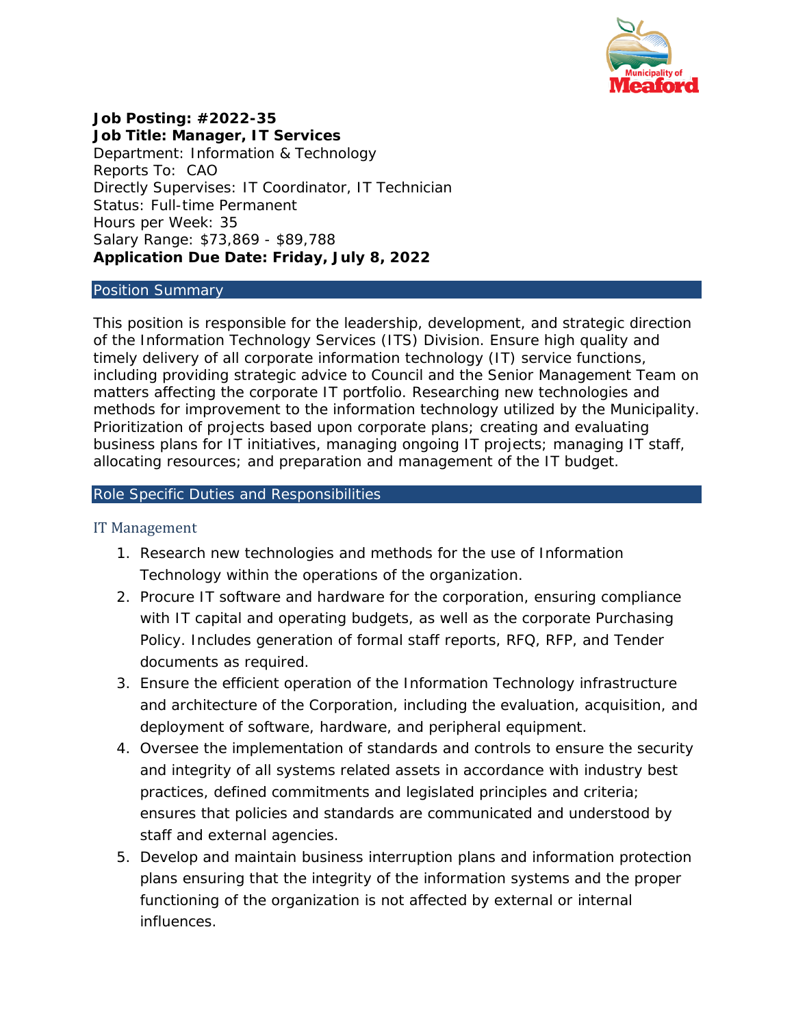**Job Posting: #2022-35**
**Job Title: Manager, IT Services**
Department: Information & Technology
Reports To: CAO
Directly Supervises: IT Coordinator, IT Technician
Status: Full-time Permanent
Hours per Week: 35
Salary Range: $73,869 - $89,788
**Application Due Date: Friday, July 8, 2022**

## Position Summary

This position is responsible for the leadership, development, and strategic direction of the Information Technology Services (ITS) Division. Ensure high quality and timely delivery of all corporate information technology (IT) service functions, including providing strategic advice to Council and the Senior Management Team on matters affecting the corporate IT portfolio. Researching new technologies and methods for improvement to the information technology utilized by the Municipality. Prioritization of projects based upon corporate plans; creating and evaluating business plans for IT initiatives, managing ongoing IT projects; managing IT staff, allocating resources; and preparation and management of the IT budget.

## Role Specific Duties and Responsibilities

### IT Management

1. Research new technologies and methods for the use of Information Technology within the operations of the organization.
2. Procure IT software and hardware for the corporation, ensuring compliance with IT capital and operating budgets, as well as the corporate Purchasing Policy. Includes generation of formal staff reports, RFQ, RFP, and Tender documents as required.
3. Ensure the efficient operation of the Information Technology infrastructure and architecture of the Corporation, including the evaluation, acquisition, and deployment of software, hardware, and peripheral equipment.
4. Oversee the implementation of standards and controls to ensure the security and integrity of all systems related assets in accordance with industry best practices, defined commitments and legislated principles and criteria; ensures that policies and standards are communicated and understood by staff and external agencies.
5. Develop and maintain business interruption plans and information protection plans ensuring that the integrity of the information systems and the proper functioning of the organization is not affected by external or internal influences.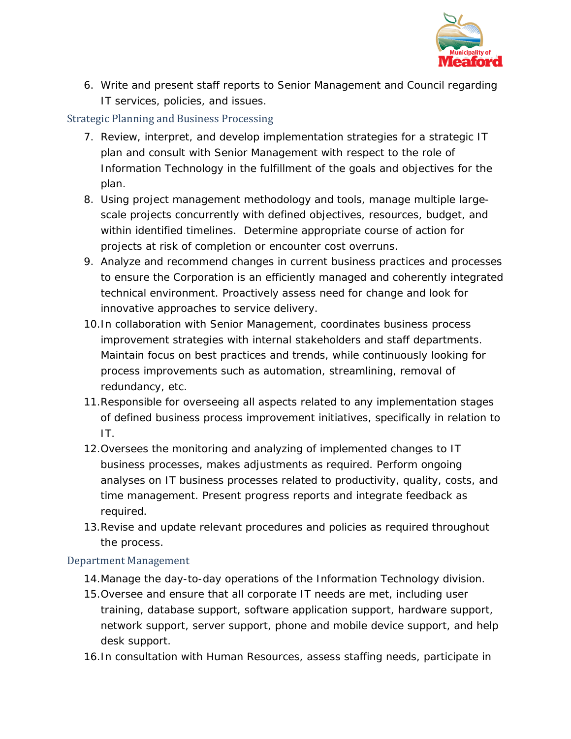6. Write and present staff reports to Senior Management and Council regarding IT services, policies, and issues.

### Strategic Planning and Business Processing

7. Review, interpret, and develop implementation strategies for a strategic IT plan and consult with Senior Management with respect to the role of Information Technology in the fulfillment of the goals and objectives for the plan.
8. Using project management methodology and tools, manage multiple large-scale projects concurrently with defined objectives, resources, budget, and within identified timelines. Determine appropriate course of action for projects at risk of completion or encounter cost overruns.
9. Analyze and recommend changes in current business practices and processes to ensure the Corporation is an efficiently managed and coherently integrated technical environment. Proactively assess need for change and look for innovative approaches to service delivery.
10. In collaboration with Senior Management, coordinates business process improvement strategies with internal stakeholders and staff departments. Maintain focus on best practices and trends, while continuously looking for process improvements such as automation, streamlining, removal of redundancy, etc.
11. Responsible for overseeing all aspects related to any implementation stages of defined business process improvement initiatives, specifically in relation to IT.
12. Oversees the monitoring and analyzing of implemented changes to IT business processes, makes adjustments as required. Perform ongoing analyses on IT business processes related to productivity, quality, costs, and time management. Present progress reports and integrate feedback as required.
13. Revise and update relevant procedures and policies as required throughout the process.

### Department Management

14. Manage the day-to-day operations of the Information Technology division.
15. Oversee and ensure that all corporate IT needs are met, including user training, database support, software application support, hardware support, network support, server support, phone and mobile device support, and help desk support.
16. In consultation with Human Resources, assess staffing needs, participate in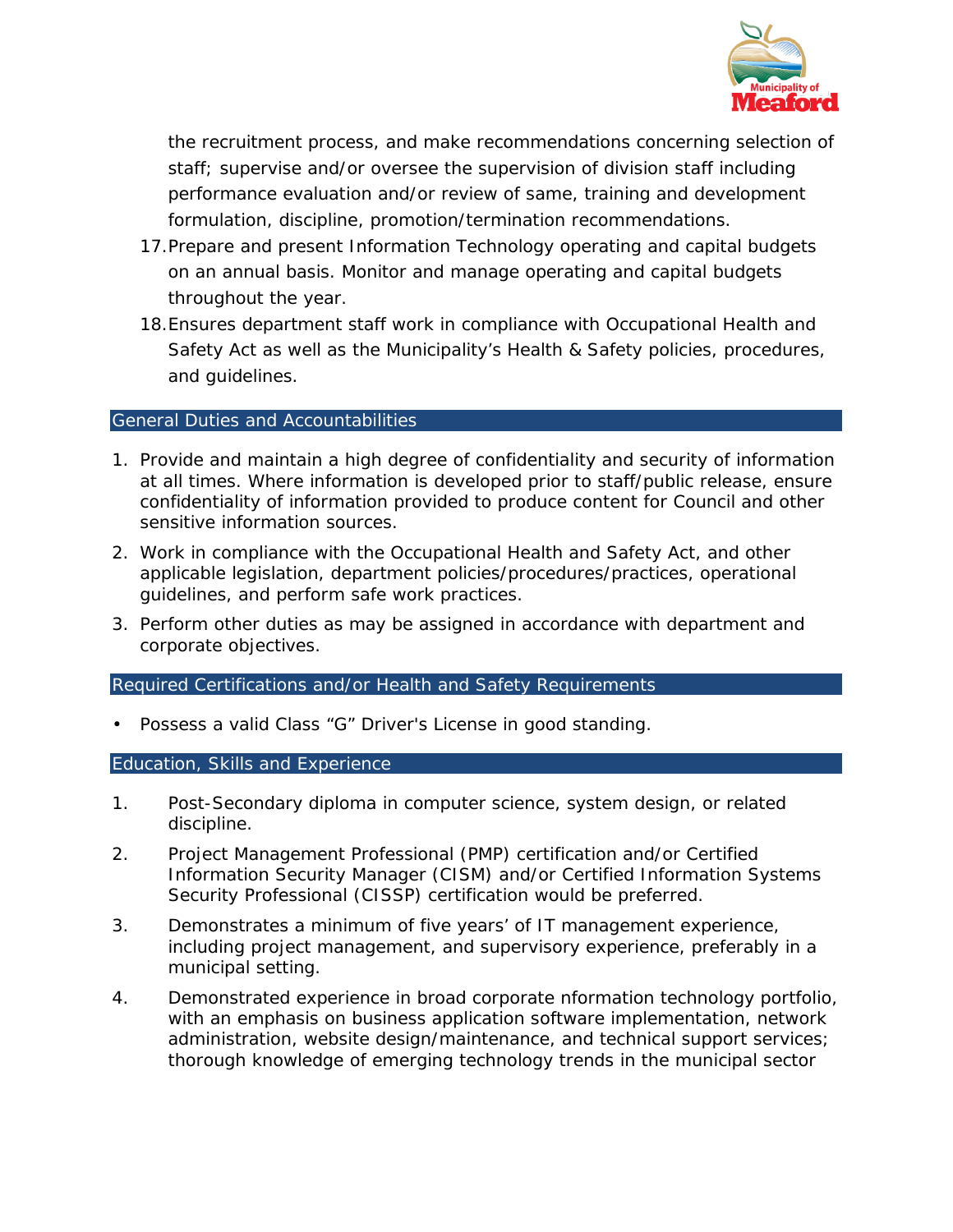the recruitment process, and make recommendations concerning selection of staff; supervise and/or oversee the supervision of division staff including performance evaluation and/or review of same, training and development formulation, discipline, promotion/termination recommendations.

17. Prepare and present Information Technology operating and capital budgets on an annual basis. Monitor and manage operating and capital budgets throughout the year.
18. Ensures department staff work in compliance with Occupational Health and Safety Act as well as the Municipality's Health & Safety policies, procedures, and guidelines.

## General Duties and Accountabilities

1. Provide and maintain a high degree of confidentiality and security of information at all times. Where information is developed prior to staff/public release, ensure confidentiality of information provided to produce content for Council and other sensitive information sources.
2. Work in compliance with the Occupational Health and Safety Act, and other applicable legislation, department policies/procedures/practices, operational guidelines, and perform safe work practices.
3. Perform other duties as may be assigned in accordance with department and corporate objectives.

## Required Certifications and/or Health and Safety Requirements

- Possess a valid Class "G" Driver's License in good standing.

## Education, Skills and Experience

1. Post-Secondary diploma in computer science, system design, or related discipline.
2. Project Management Professional (PMP) certification and/or Certified Information Security Manager (CISM) and/or Certified Information Systems Security Professional (CISSP) certification would be preferred.
3. Demonstrates a minimum of five years' of IT management experience, including project management, and supervisory experience, preferably in a municipal setting.
4. Demonstrated experience in broad corporate nformation technology portfolio, with an emphasis on business application software implementation, network administration, website design/maintenance, and technical support services; thorough knowledge of emerging technology trends in the municipal sector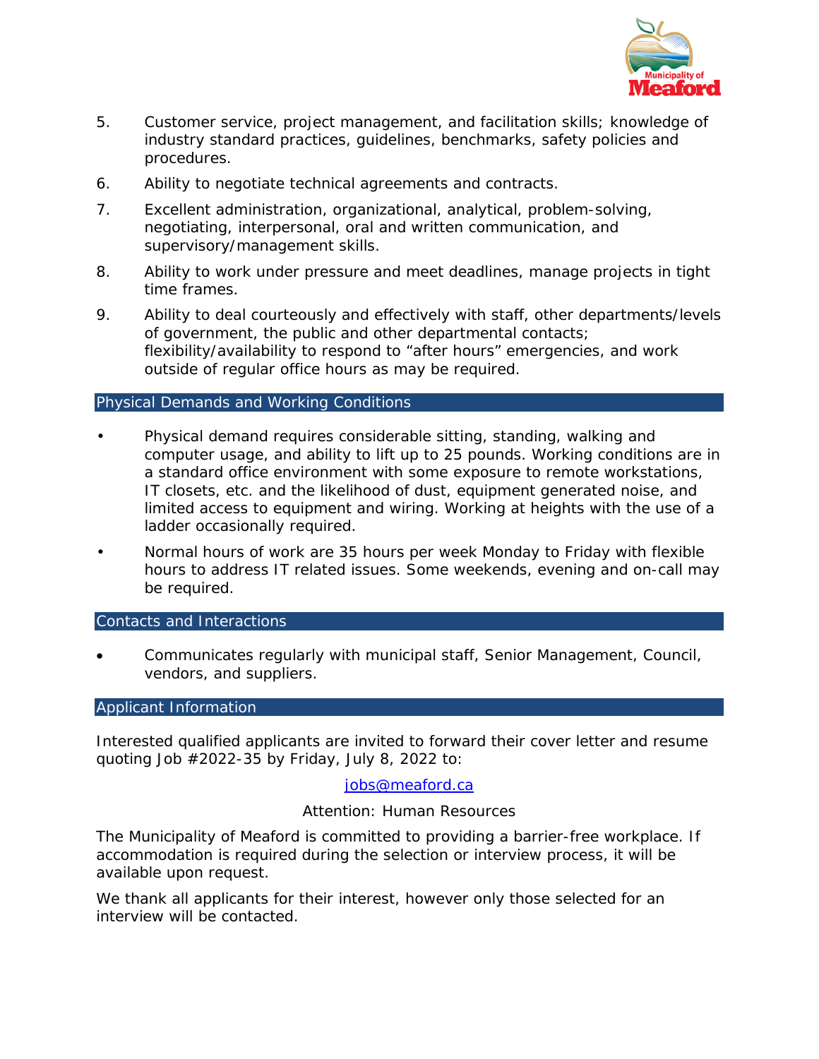5. Customer service, project management, and facilitation skills; knowledge of industry standard practices, guidelines, benchmarks, safety policies and procedures.
6. Ability to negotiate technical agreements and contracts.
7. Excellent administration, organizational, analytical, problem-solving, negotiating, interpersonal, oral and written communication, and supervisory/management skills.
8. Ability to work under pressure and meet deadlines, manage projects in tight time frames.
9. Ability to deal courteously and effectively with staff, other departments/levels of government, the public and other departmental contacts; flexibility/availability to respond to "after hours" emergencies, and work outside of regular office hours as may be required.

## Physical Demands and Working Conditions

- Physical demand requires considerable sitting, standing, walking and computer usage, and ability to lift up to 25 pounds. Working conditions are in a standard office environment with some exposure to remote workstations, IT closets, etc. and the likelihood of dust, equipment generated noise, and limited access to equipment and wiring. Working at heights with the use of a ladder occasionally required.
- Normal hours of work are 35 hours per week Monday to Friday with flexible hours to address IT related issues. Some weekends, evening and on-call may be required.

## Contacts and Interactions

- Communicates regularly with municipal staff, Senior Management, Council, vendors, and suppliers.

## Applicant Information

Interested qualified applicants are invited to forward their cover letter and resume quoting Job #2022-35 by Friday, July 8, 2022 to:

jobs@meaford.ca

Attention: Human Resources

The Municipality of Meaford is committed to providing a barrier-free workplace. If accommodation is required during the selection or interview process, it will be available upon request.

We thank all applicants for their interest, however only those selected for an interview will be contacted.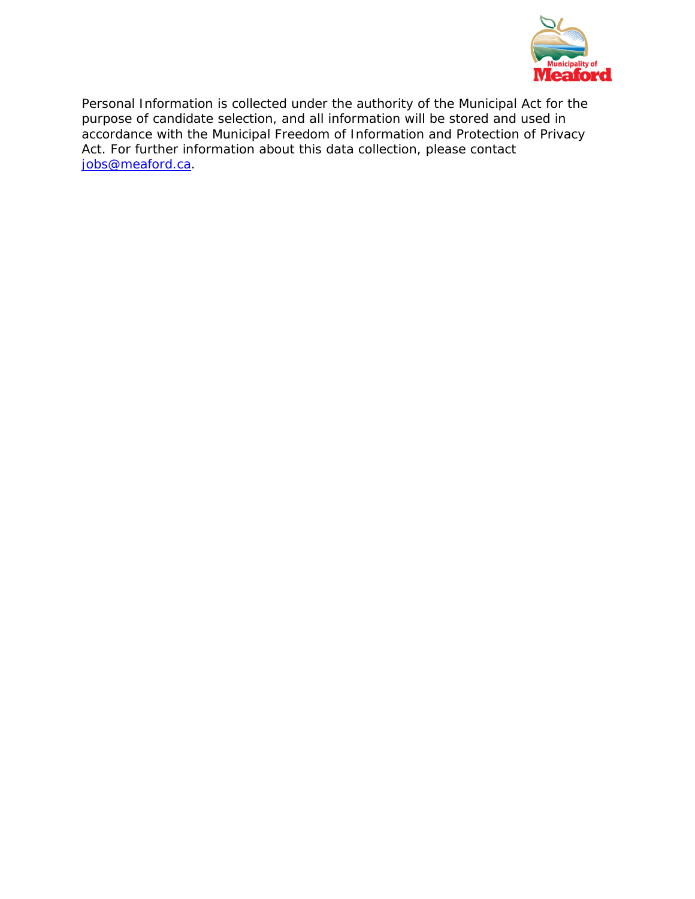Personal Information is collected under the authority of the Municipal Act for the purpose of candidate selection, and all information will be stored and used in accordance with the Municipal Freedom of Information and Protection of Privacy Act. For further information about this data collection, please contact [jobs@meaford.ca](mailto:jobs@meaford.ca).